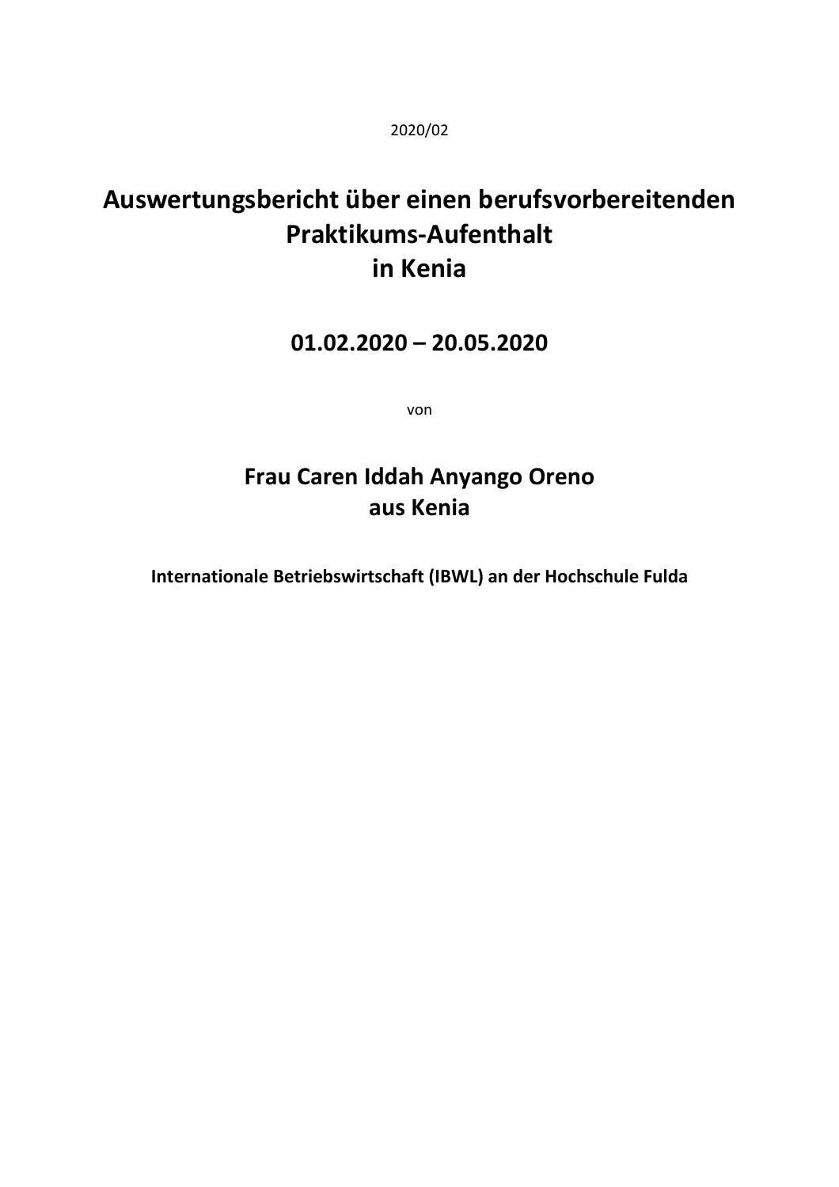2020/02

# Auswertungsbericht über einen berufsvorbereitenden Praktikums-Aufenthalt in Kenia

## 01.02.2020 – 20.05.2020

von

## Frau Caren Iddah Anyango Oreno aus Kenia

**Internationale Betriebswirtschaft (IBWL) an der Hochschule Fulda**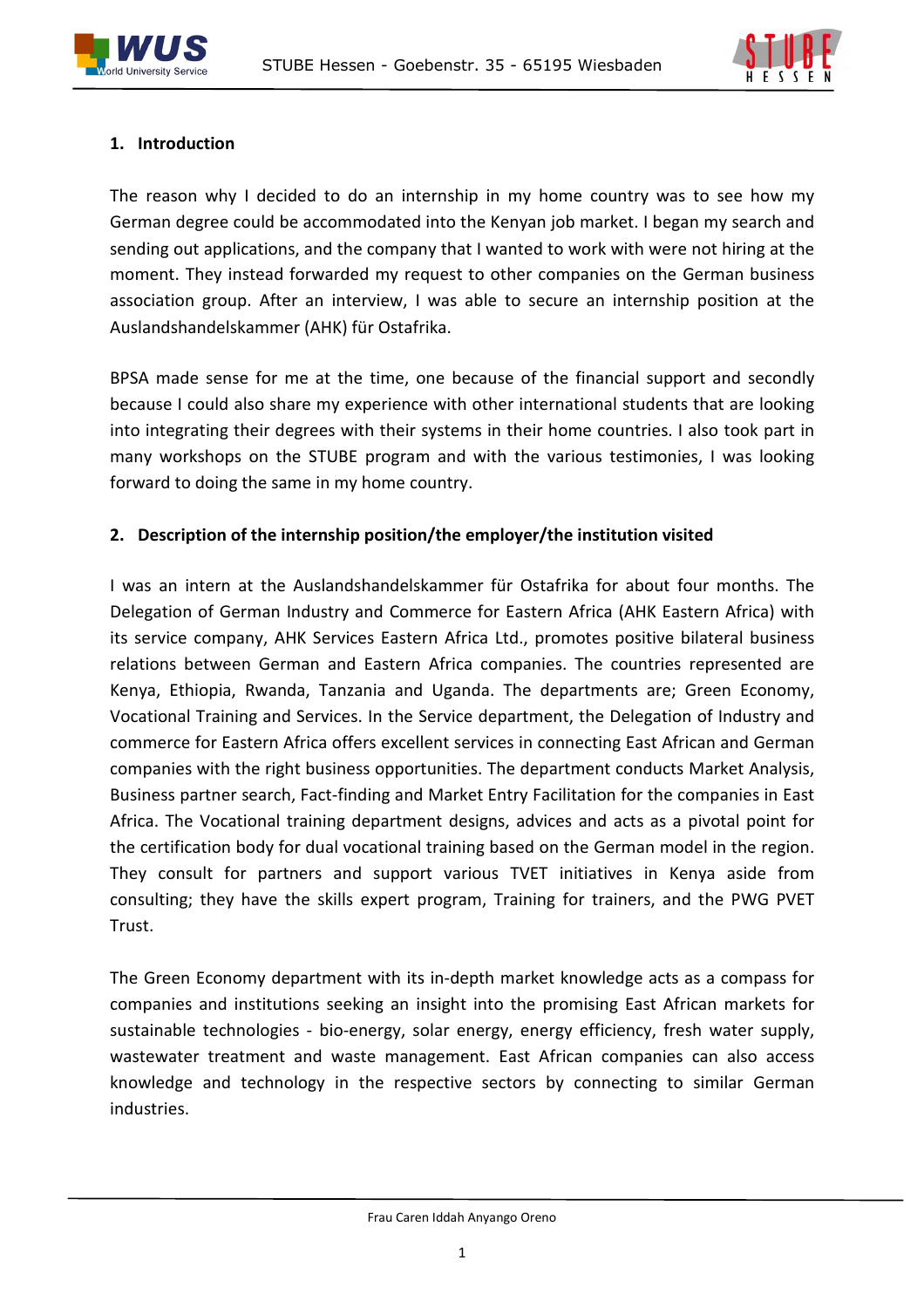## 1. Introduction

The reason why I decided to do an internship in my home country was to see how my German degree could be accommodated into the Kenyan job market. I began my search and sending out applications, and the company that I wanted to work with were not hiring at the moment. They instead forwarded my request to other companies on the German business association group. After an interview, I was able to secure an internship position at the Auslandshandelskammer (AHK) für Ostafrika.

BPSA made sense for me at the time, one because of the financial support and secondly because I could also share my experience with other international students that are looking into integrating their degrees with their systems in their home countries. I also took part in many workshops on the STUBE program and with the various testimonies, I was looking forward to doing the same in my home country.

## 2. Description of the internship position/the employer/the institution visited

I was an intern at the Auslandshandelskammer für Ostafrika for about four months. The Delegation of German Industry and Commerce for Eastern Africa (AHK Eastern Africa) with its service company, AHK Services Eastern Africa Ltd., promotes positive bilateral business relations between German and Eastern Africa companies. The countries represented are Kenya, Ethiopia, Rwanda, Tanzania and Uganda. The departments are; Green Economy, Vocational Training and Services. In the Service department, the Delegation of Industry and commerce for Eastern Africa offers excellent services in connecting East African and German companies with the right business opportunities. The department conducts Market Analysis, Business partner search, Fact-finding and Market Entry Facilitation for the companies in East Africa. The Vocational training department designs, advices and acts as a pivotal point for the certification body for dual vocational training based on the German model in the region. They consult for partners and support various TVET initiatives in Kenya aside from consulting; they have the skills expert program, Training for trainers, and the PWG PVET Trust.

The Green Economy department with its in-depth market knowledge acts as a compass for companies and institutions seeking an insight into the promising East African markets for sustainable technologies - bio-energy, solar energy, energy efficiency, fresh water supply, wastewater treatment and waste management. East African companies can also access knowledge and technology in the respective sectors by connecting to similar German industries.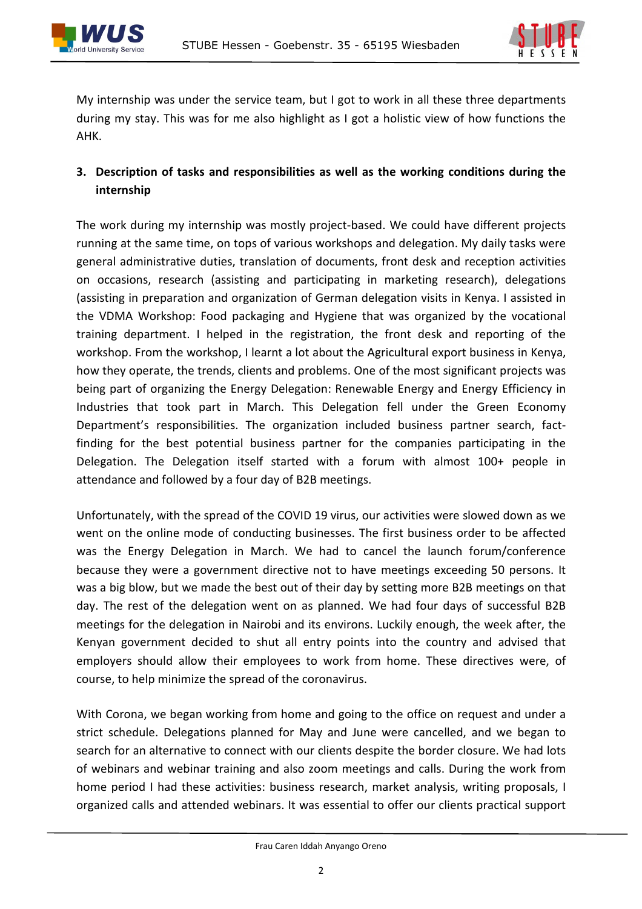My internship was under the service team, but I got to work in all these three departments during my stay. This was for me also highlight as I got a holistic view of how functions the AHK.

## 3. Description of tasks and responsibilities as well as the working conditions during the internship

The work during my internship was mostly project-based. We could have different projects running at the same time, on tops of various workshops and delegation. My daily tasks were general administrative duties, translation of documents, front desk and reception activities on occasions, research (assisting and participating in marketing research), delegations (assisting in preparation and organization of German delegation visits in Kenya. I assisted in the VDMA Workshop: Food packaging and Hygiene that was organized by the vocational training department. I helped in the registration, the front desk and reporting of the workshop. From the workshop, I learnt a lot about the Agricultural export business in Kenya, how they operate, the trends, clients and problems. One of the most significant projects was being part of organizing the Energy Delegation: Renewable Energy and Energy Efficiency in Industries that took part in March. This Delegation fell under the Green Economy Department's responsibilities. The organization included business partner search, fact-finding for the best potential business partner for the companies participating in the Delegation. The Delegation itself started with a forum with almost 100+ people in attendance and followed by a four day of B2B meetings.

Unfortunately, with the spread of the COVID 19 virus, our activities were slowed down as we went on the online mode of conducting businesses. The first business order to be affected was the Energy Delegation in March. We had to cancel the launch forum/conference because they were a government directive not to have meetings exceeding 50 persons. It was a big blow, but we made the best out of their day by setting more B2B meetings on that day. The rest of the delegation went on as planned. We had four days of successful B2B meetings for the delegation in Nairobi and its environs. Luckily enough, the week after, the Kenyan government decided to shut all entry points into the country and advised that employers should allow their employees to work from home. These directives were, of course, to help minimize the spread of the coronavirus.

With Corona, we began working from home and going to the office on request and under a strict schedule. Delegations planned for May and June were cancelled, and we began to search for an alternative to connect with our clients despite the border closure. We had lots of webinars and webinar training and also zoom meetings and calls. During the work from home period I had these activities: business research, market analysis, writing proposals, I organized calls and attended webinars. It was essential to offer our clients practical support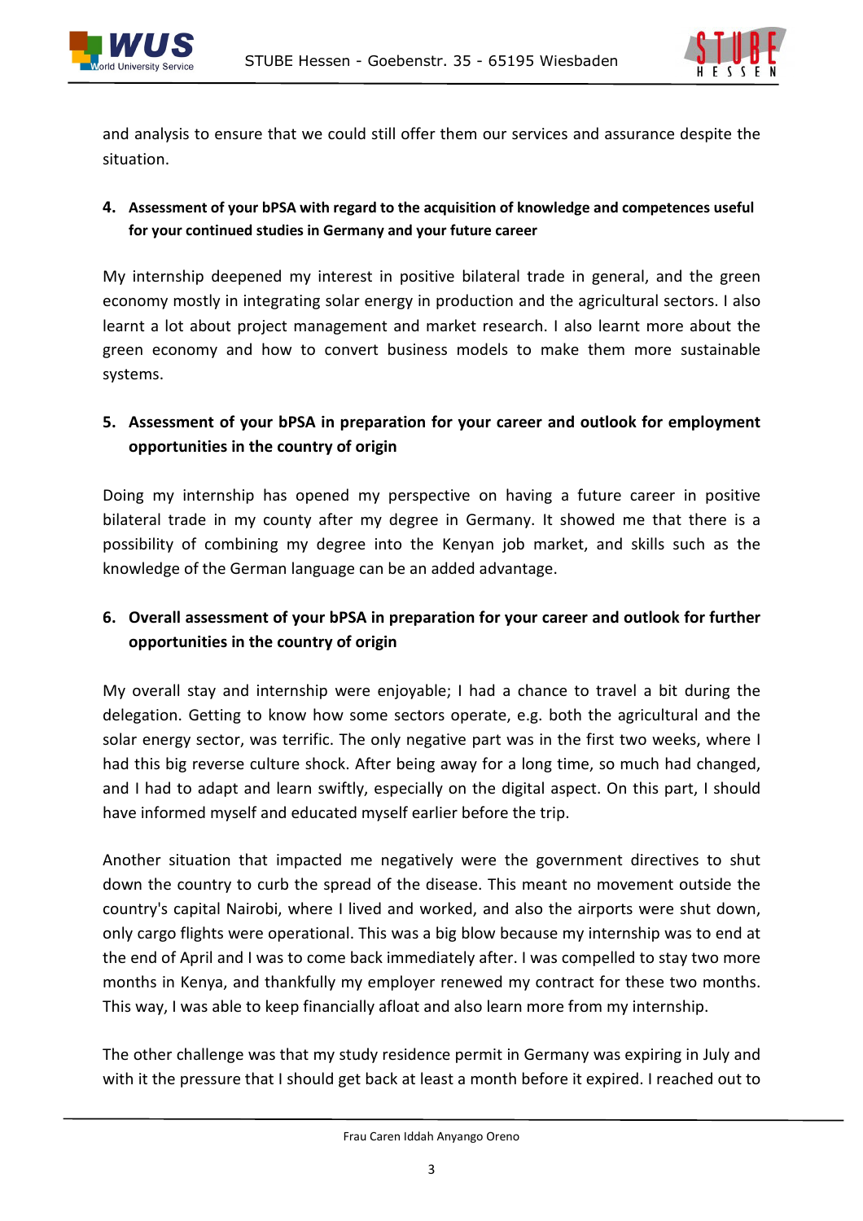and analysis to ensure that we could still offer them our services and assurance despite the situation.

**4. Assessment of your bPSA with regard to the acquisition of knowledge and competences useful for your continued studies in Germany and your future career**

My internship deepened my interest in positive bilateral trade in general, and the green economy mostly in integrating solar energy in production and the agricultural sectors. I also learnt a lot about project management and market research. I also learnt more about the green economy and how to convert business models to make them more sustainable systems.

**5. Assessment of your bPSA in preparation for your career and outlook for employment opportunities in the country of origin**

Doing my internship has opened my perspective on having a future career in positive bilateral trade in my county after my degree in Germany. It showed me that there is a possibility of combining my degree into the Kenyan job market, and skills such as the knowledge of the German language can be an added advantage.

**6. Overall assessment of your bPSA in preparation for your career and outlook for further opportunities in the country of origin**

My overall stay and internship were enjoyable; I had a chance to travel a bit during the delegation. Getting to know how some sectors operate, e.g. both the agricultural and the solar energy sector, was terrific. The only negative part was in the first two weeks, where I had this big reverse culture shock. After being away for a long time, so much had changed, and I had to adapt and learn swiftly, especially on the digital aspect. On this part, I should have informed myself and educated myself earlier before the trip.

Another situation that impacted me negatively were the government directives to shut down the country to curb the spread of the disease. This meant no movement outside the country's capital Nairobi, where I lived and worked, and also the airports were shut down, only cargo flights were operational. This was a big blow because my internship was to end at the end of April and I was to come back immediately after. I was compelled to stay two more months in Kenya, and thankfully my employer renewed my contract for these two months. This way, I was able to keep financially afloat and also learn more from my internship.

The other challenge was that my study residence permit in Germany was expiring in July and with it the pressure that I should get back at least a month before it expired. I reached out to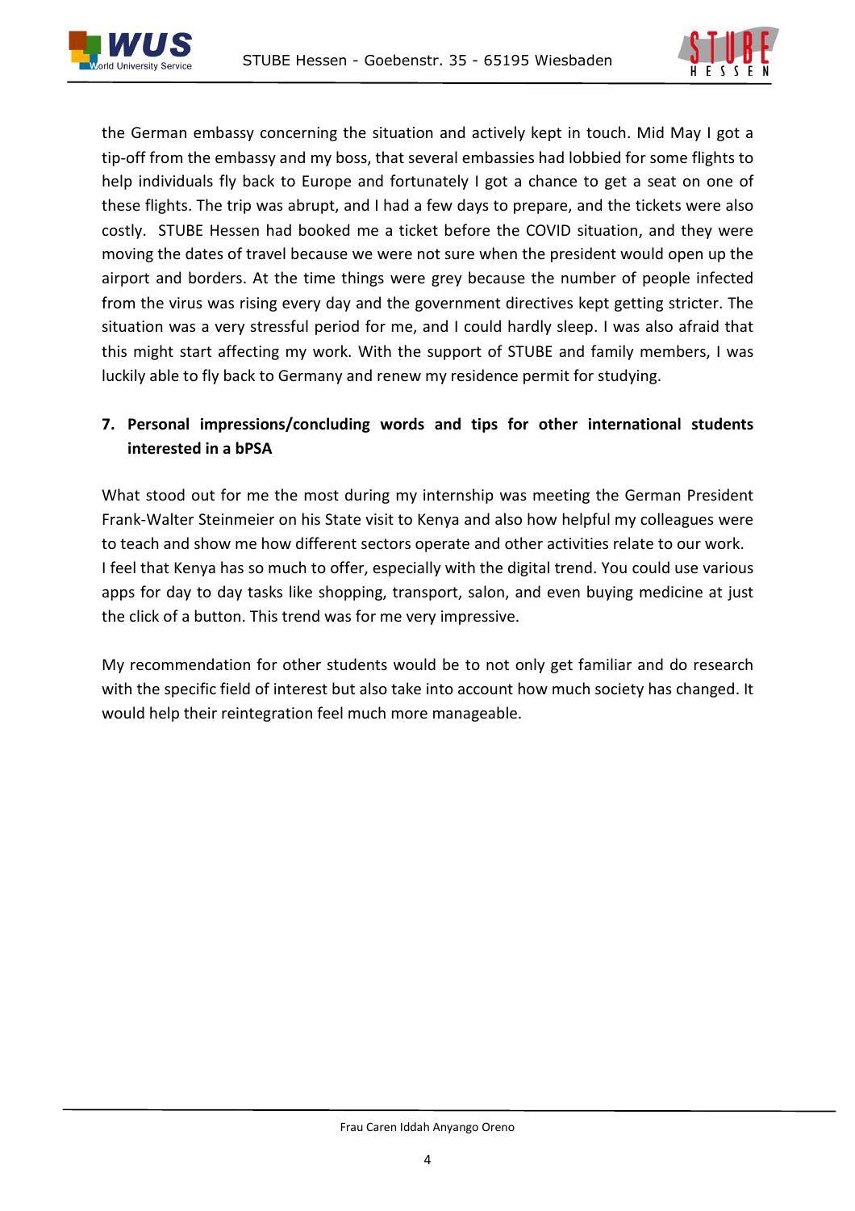the German embassy concerning the situation and actively kept in touch. Mid May I got a tip-off from the embassy and my boss, that several embassies had lobbied for some flights to help individuals fly back to Europe and fortunately I got a chance to get a seat on one of these flights. The trip was abrupt, and I had a few days to prepare, and the tickets were also costly. STUBE Hessen had booked me a ticket before the COVID situation, and they were moving the dates of travel because we were not sure when the president would open up the airport and borders. At the time things were grey because the number of people infected from the virus was rising every day and the government directives kept getting stricter. The situation was a very stressful period for me, and I could hardly sleep. I was also afraid that this might start affecting my work. With the support of STUBE and family members, I was luckily able to fly back to Germany and renew my residence permit for studying.

## 7. Personal impressions/concluding words and tips for other international students interested in a bPSA

What stood out for me the most during my internship was meeting the German President Frank-Walter Steinmeier on his State visit to Kenya and also how helpful my colleagues were to teach and show me how different sectors operate and other activities relate to our work.
I feel that Kenya has so much to offer, especially with the digital trend. You could use various apps for day to day tasks like shopping, transport, salon, and even buying medicine at just the click of a button. This trend was for me very impressive.

My recommendation for other students would be to not only get familiar and do research with the specific field of interest but also take into account how much society has changed. It would help their reintegration feel much more manageable.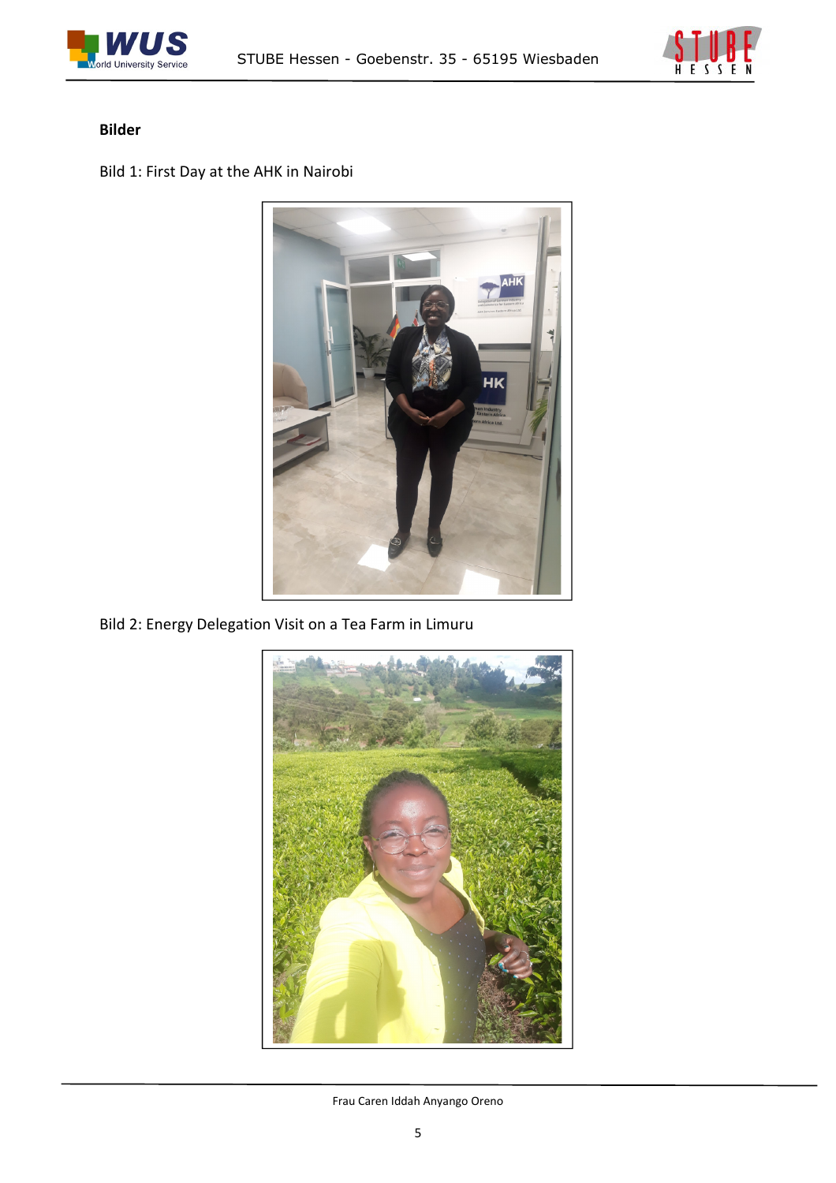**Bilder**

Bild 1: First Day at the AHK in Nairobi

Bild 2: Energy Delegation Visit on a Tea Farm in Limuru